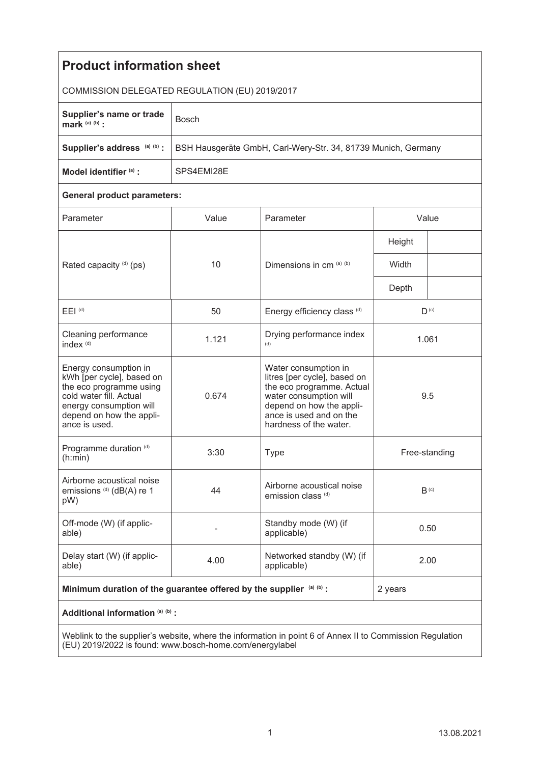# Product information sheet

COMMISSION DELEGATED REGULATION (EU) 2019/2017

| **Supplier's name or trade mark** [(a) (b)] **:** | Bosch |
|---|---|
| **Supplier's address** [(a) (b)] **:** | BSH Hausgeräte GmbH, Carl-Wery-Str. 34, 81739 Munich, Germany |
| **Model identifier** [(a)] **:** | SPS4EMI28E |

**General product parameters:**

| Parameter | Value | Parameter | Value | |
|---|---|---|---|---|
| Rated capacity [(d)] (ps) | 10 | Dimensions in cm [(a) (b)] | Height | |
| | | | Width | |
| | | | Depth | |
| EEI [(d)] | 50 | Energy efficiency class [(d)] | D [(c)] | |
| Cleaning performance index [(d)] | 1.121 | Drying performance index [(d)] | 1.061 | |
| Energy consumption in kWh [per cycle], based on the eco programme using cold water fill. Actual energy consumption will depend on how the appliance is used. | 0.674 | Water consumption in litres [per cycle], based on the eco programme. Actual water consumption will depend on how the appliance is used and on the hardness of the water. | 9.5 | |
| Programme duration [(d)] (h:min) | 3:30 | Type | Free-standing | |
| Airborne acoustical noise emissions [(d)] (dB(A) re 1 pW) | 44 | Airborne acoustical noise emission class [(d)] | B [(c)] | |
| Off-mode (W) (if applicable) | - | Standby mode (W) (if applicable) | 0.50 | |
| Delay start (W) (if applicable) | 4.00 | Networked standby (W) (if applicable) | 2.00 | |

| **Minimum duration of the guarantee offered by the supplier** [(a) (b)] **:** | 2 years |
|---|---|

**Additional information** [(a) (b)] **:**

Weblink to the supplier's website, where the information in point 6 of Annex II to Commission Regulation (EU) 2019/2022 is found: www.bosch-home.com/energylabel

13.08.2021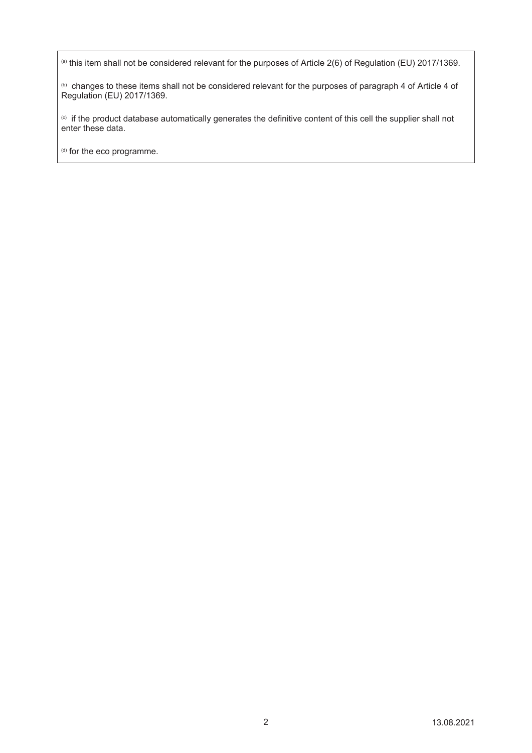[a] this item shall not be considered relevant for the purposes of Article 2(6) of Regulation (EU) 2017/1369.

[b] changes to these items shall not be considered relevant for the purposes of paragraph 4 of Article 4 of Regulation (EU) 2017/1369.

[c] if the product database automatically generates the definitive content of this cell the supplier shall not enter these data.

[d] for the eco programme.

13.08.2021